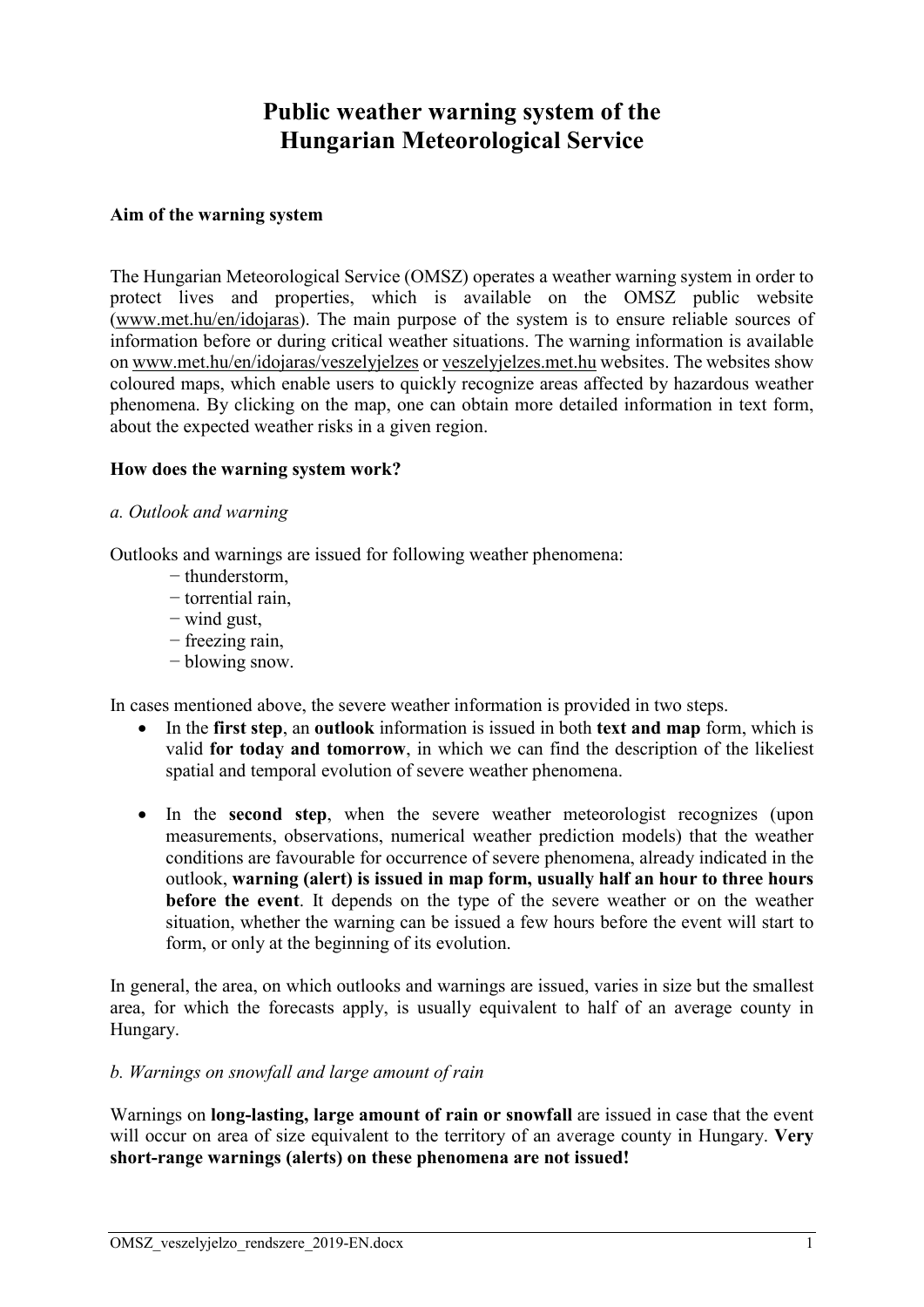# Public weather warning system of the Hungarian Meteorological Service

## Aim of the warning system

The Hungarian Meteorological Service (OMSZ) operates a weather warning system in order to protect lives and properties, which is available on the OMSZ public website (www.met.hu/en/idojaras). The main purpose of the system is to ensure reliable sources of information before or during critical weather situations. The warning information is available on www.met.hu/en/idojaras/veszelyjelzes or veszelyjelzes.met.hu websites. The websites show coloured maps, which enable users to quickly recognize areas affected by hazardous weather phenomena. By clicking on the map, one can obtain more detailed information in text form, about the expected weather risks in a given region.

## How does the warning system work?

### *a. Outlook and warning*

Outlooks and warnings are issued for following weather phenomena:

- thunderstorm,
- torrential rain,
- wind gust,
- freezing rain,
- blowing snow.

In cases mentioned above, the severe weather information is provided in two steps.

- In the **first step**, an **outlook** information is issued in both **text and map** form, which is valid **for today and tomorrow**, in which we can find the description of the likeliest spatial and temporal evolution of severe weather phenomena.
- In the **second step**, when the severe weather meteorologist recognizes (upon measurements, observations, numerical weather prediction models) that the weather conditions are favourable for occurrence of severe phenomena, already indicated in the outlook, **warning (alert) is issued in map form, usually half an hour to three hours before the event**. It depends on the type of the severe weather or on the weather situation, whether the warning can be issued a few hours before the event will start to form, or only at the beginning of its evolution.

In general, the area, on which outlooks and warnings are issued, varies in size but the smallest area, for which the forecasts apply, is usually equivalent to half of an average county in Hungary.

### *b. Warnings on snowfall and large amount of rain*

Warnings on **long-lasting, large amount of rain or snowfall** are issued in case that the event will occur on area of size equivalent to the territory of an average county in Hungary. **Very short-range warnings (alerts) on these phenomena are not issued!**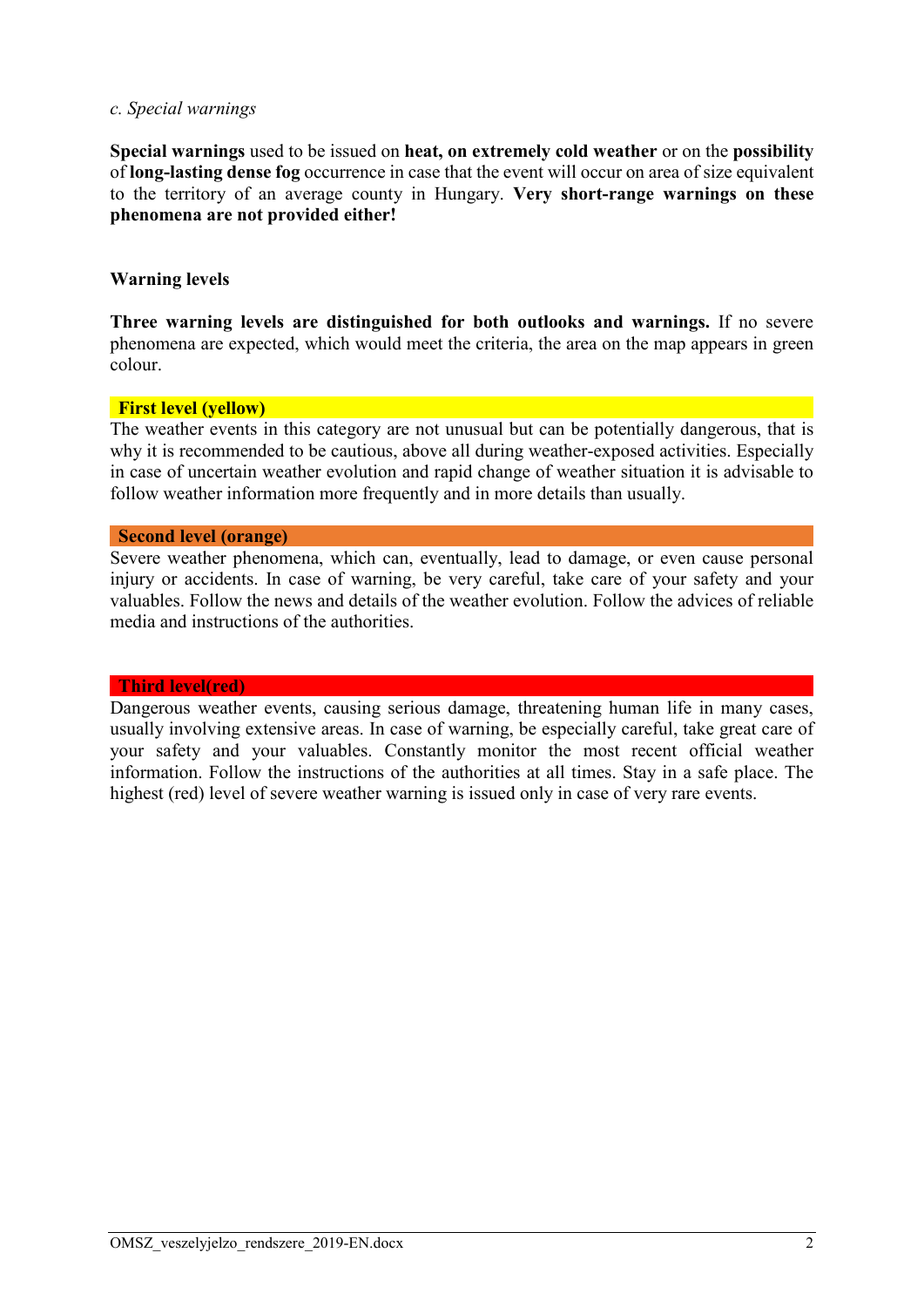*c. Special warnings*

**Special warnings** used to be issued on **heat, on extremely cold weather** or on the **possibility** of **long-lasting dense fog** occurrence in case that the event will occur on area of size equivalent to the territory of an average county in Hungary. **Very short-range warnings on these phenomena are not provided either!**

## Warning levels

**Three warning levels are distinguished for both outlooks and warnings.** If no severe phenomena are expected, which would meet the criteria, the area on the map appears in green colour.

### First level (yellow)

The weather events in this category are not unusual but can be potentially dangerous, that is why it is recommended to be cautious, above all during weather-exposed activities. Especially in case of uncertain weather evolution and rapid change of weather situation it is advisable to follow weather information more frequently and in more details than usually.

### Second level (orange)

Severe weather phenomena, which can, eventually, lead to damage, or even cause personal injury or accidents. In case of warning, be very careful, take care of your safety and your valuables. Follow the news and details of the weather evolution. Follow the advices of reliable media and instructions of the authorities.

### Third level(red)

Dangerous weather events, causing serious damage, threatening human life in many cases, usually involving extensive areas. In case of warning, be especially careful, take great care of your safety and your valuables. Constantly monitor the most recent official weather information. Follow the instructions of the authorities at all times. Stay in a safe place. The highest (red) level of severe weather warning is issued only in case of very rare events.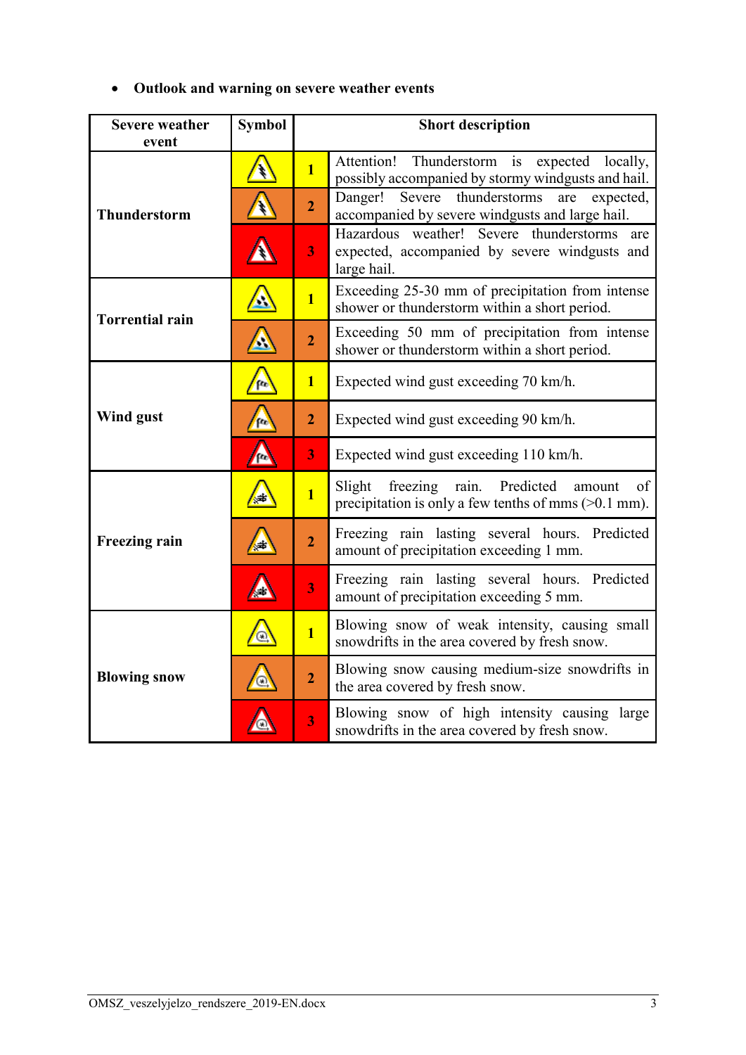- **Outlook and warning on severe weather events**

| Severe weather event | Symbol | | Short description |
|---|---|---|---|
| **Thunderstorm** | | **1** | Attention! Thunderstorm is expected locally, possibly accompanied by stormy windgusts and hail. |
| | | **2** | Danger! Severe thunderstorms are expected, accompanied by severe windgusts and large hail. |
| | | **3** | Hazardous weather! Severe thunderstorms are expected, accompanied by severe windgusts and large hail. |
| **Torrential rain** | | **1** | Exceeding 25-30 mm of precipitation from intense shower or thunderstorm within a short period. |
| | | **2** | Exceeding 50 mm of precipitation from intense shower or thunderstorm within a short period. |
| **Wind gust** | | **1** | Expected wind gust exceeding 70 km/h. |
| | | **2** | Expected wind gust exceeding 90 km/h. |
| | | **3** | Expected wind gust exceeding 110 km/h. |
| **Freezing rain** | | **1** | Slight freezing rain. Predicted amount of precipitation is only a few tenths of mms (>0.1 mm). |
| | | **2** | Freezing rain lasting several hours. Predicted amount of precipitation exceeding 1 mm. |
| | | **3** | Freezing rain lasting several hours. Predicted amount of precipitation exceeding 5 mm. |
| **Blowing snow** | | **1** | Blowing snow of weak intensity, causing small snowdrifts in the area covered by fresh snow. |
| | | **2** | Blowing snow causing medium-size snowdrifts in the area covered by fresh snow. |
| | | **3** | Blowing snow of high intensity causing large snowdrifts in the area covered by fresh snow. |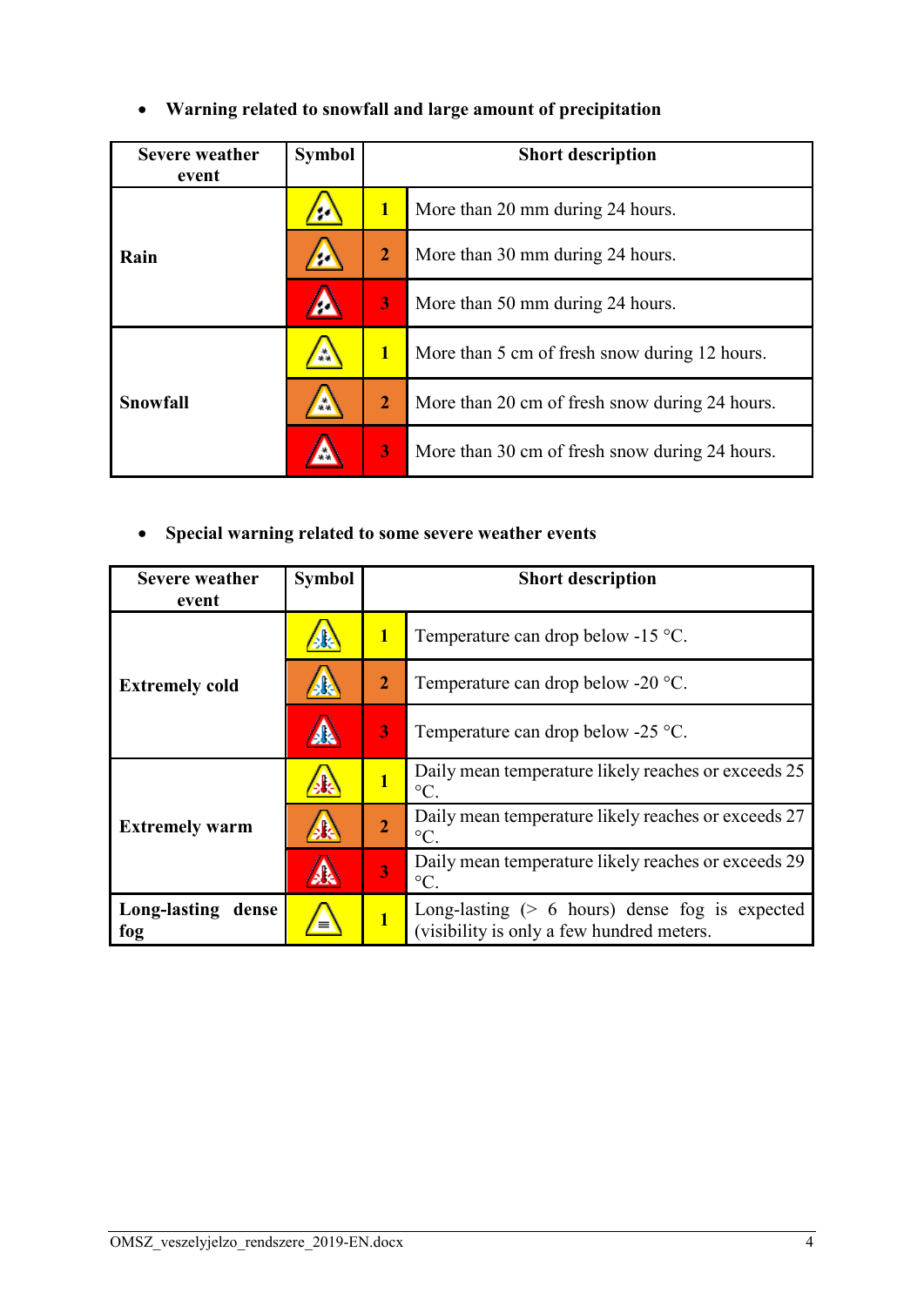- **Warning related to snowfall and large amount of precipitation**

| Severe weather event | Symbol | | Short description |
|---|---|---|---|
| **Rain** | | **1** | More than 20 mm during 24 hours. |
| | | **2** | More than 30 mm during 24 hours. |
| | | **3** | More than 50 mm during 24 hours. |
| **Snowfall** | | **1** | More than 5 cm of fresh snow during 12 hours. |
| | | **2** | More than 20 cm of fresh snow during 24 hours. |
| | | **3** | More than 30 cm of fresh snow during 24 hours. |

- **Special warning related to some severe weather events**

| Severe weather event | Symbol | | Short description |
|---|---|---|---|
| **Extremely cold** | | **1** | Temperature can drop below -15 °C. |
| | | **2** | Temperature can drop below -20 °C. |
| | | **3** | Temperature can drop below -25 °C. |
| **Extremely warm** | | **1** | Daily mean temperature likely reaches or exceeds 25 °C. |
| | | **2** | Daily mean temperature likely reaches or exceeds 27 °C. |
| | | **3** | Daily mean temperature likely reaches or exceeds 29 °C. |
| **Long-lasting dense fog** | | **1** | Long-lasting (> 6 hours) dense fog is expected (visibility is only a few hundred meters. |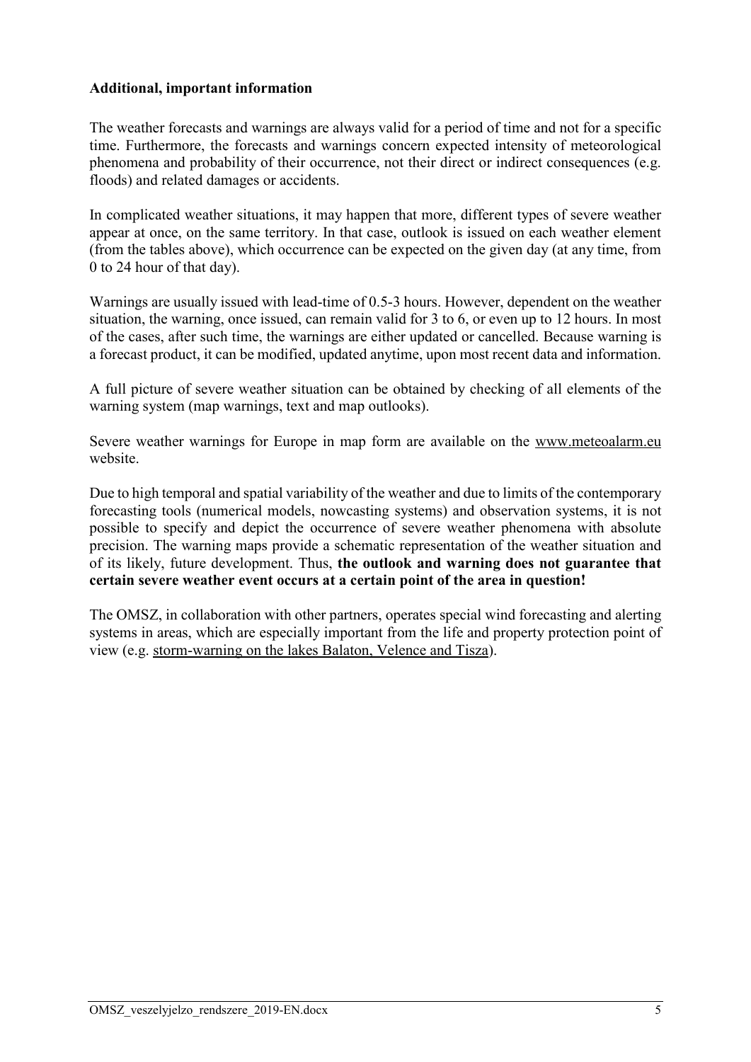**Additional, important information**

The weather forecasts and warnings are always valid for a period of time and not for a specific time. Furthermore, the forecasts and warnings concern expected intensity of meteorological phenomena and probability of their occurrence, not their direct or indirect consequences (e.g. floods) and related damages or accidents.

In complicated weather situations, it may happen that more, different types of severe weather appear at once, on the same territory. In that case, outlook is issued on each weather element (from the tables above), which occurrence can be expected on the given day (at any time, from 0 to 24 hour of that day).

Warnings are usually issued with lead-time of 0.5-3 hours. However, dependent on the weather situation, the warning, once issued, can remain valid for 3 to 6, or even up to 12 hours. In most of the cases, after such time, the warnings are either updated or cancelled. Because warning is a forecast product, it can be modified, updated anytime, upon most recent data and information.

A full picture of severe weather situation can be obtained by checking of all elements of the warning system (map warnings, text and map outlooks).

Severe weather warnings for Europe in map form are available on the www.meteoalarm.eu website.

Due to high temporal and spatial variability of the weather and due to limits of the contemporary forecasting tools (numerical models, nowcasting systems) and observation systems, it is not possible to specify and depict the occurrence of severe weather phenomena with absolute precision. The warning maps provide a schematic representation of the weather situation and of its likely, future development. Thus, **the outlook and warning does not guarantee that certain severe weather event occurs at a certain point of the area in question!**

The OMSZ, in collaboration with other partners, operates special wind forecasting and alerting systems in areas, which are especially important from the life and property protection point of view (e.g. storm-warning on the lakes Balaton, Velence and Tisza).